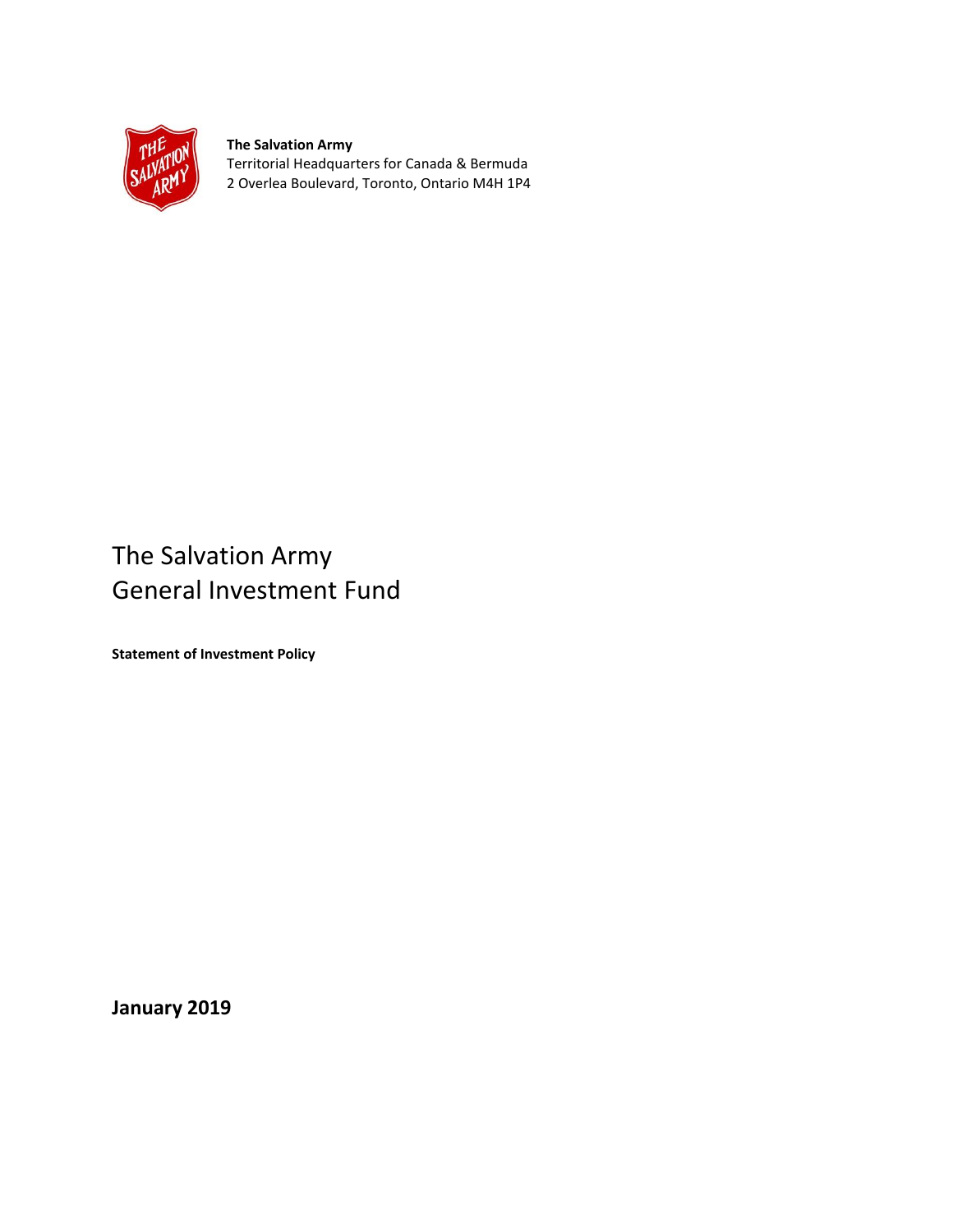**The Salvation Army**
Territorial Headquarters for Canada & Bermuda
2 Overlea Boulevard, Toronto, Ontario M4H 1P4

# The Salvation Army General Investment Fund

**Statement of Investment Policy**

**January 2019**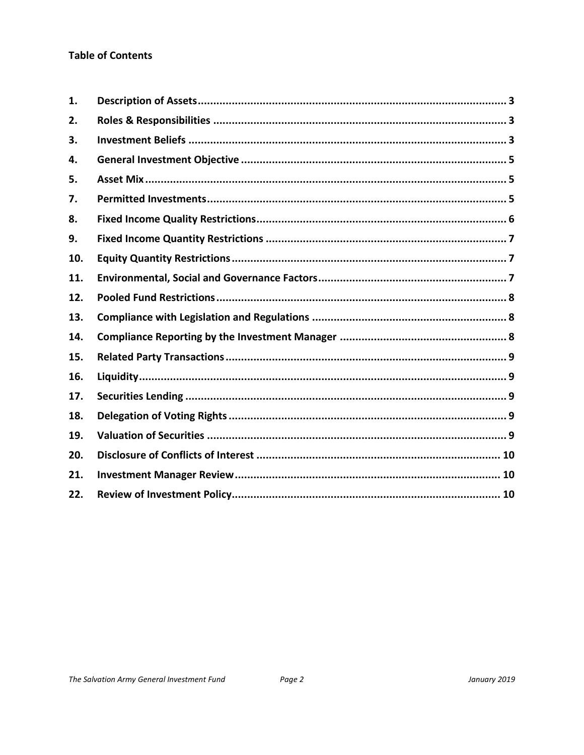**Table of Contents**

| | | |
|---|---|---|
| 1. | **Description of Assets** | 3 |
| 2. | **Roles & Responsibilities** | 3 |
| 3. | **Investment Beliefs** | 3 |
| 4. | **General Investment Objective** | 5 |
| 5. | **Asset Mix** | 5 |
| 7. | **Permitted Investments** | 5 |
| 8. | **Fixed Income Quality Restrictions** | 6 |
| 9. | **Fixed Income Quantity Restrictions** | 7 |
| 10. | **Equity Quantity Restrictions** | 7 |
| 11. | **Environmental, Social and Governance Factors** | 7 |
| 12. | **Pooled Fund Restrictions** | 8 |
| 13. | **Compliance with Legislation and Regulations** | 8 |
| 14. | **Compliance Reporting by the Investment Manager** | 8 |
| 15. | **Related Party Transactions** | 9 |
| 16. | **Liquidity** | 9 |
| 17. | **Securities Lending** | 9 |
| 18. | **Delegation of Voting Rights** | 9 |
| 19. | **Valuation of Securities** | 9 |
| 20. | **Disclosure of Conflicts of Interest** | 10 |
| 21. | **Investment Manager Review** | 10 |
| 22. | **Review of Investment Policy** | 10 |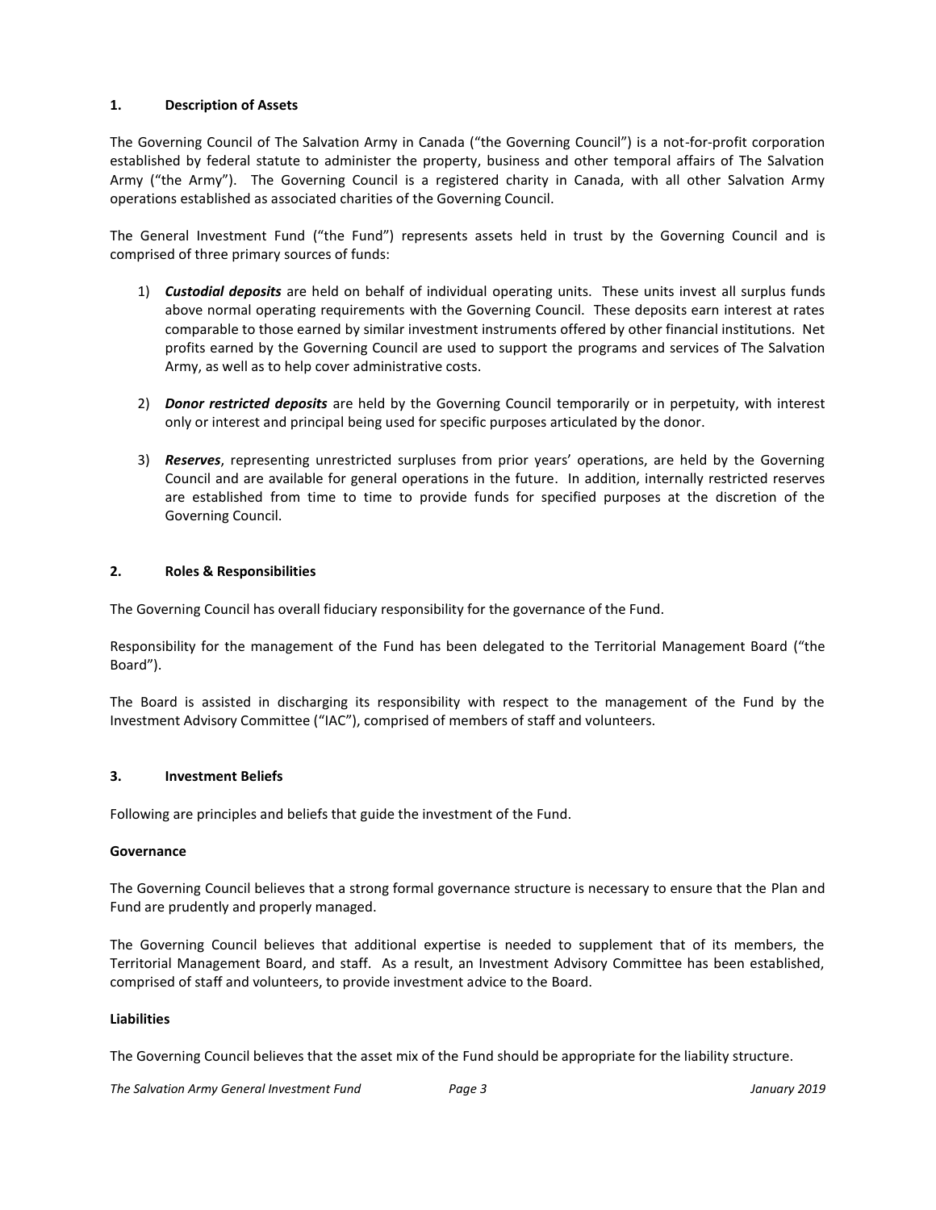## 1. Description of Assets

The Governing Council of The Salvation Army in Canada ("the Governing Council") is a not-for-profit corporation established by federal statute to administer the property, business and other temporal affairs of The Salvation Army ("the Army"). The Governing Council is a registered charity in Canada, with all other Salvation Army operations established as associated charities of the Governing Council.

The General Investment Fund ("the Fund") represents assets held in trust by the Governing Council and is comprised of three primary sources of funds:

1) ***Custodial deposits*** are held on behalf of individual operating units. These units invest all surplus funds above normal operating requirements with the Governing Council. These deposits earn interest at rates comparable to those earned by similar investment instruments offered by other financial institutions. Net profits earned by the Governing Council are used to support the programs and services of The Salvation Army, as well as to help cover administrative costs.

2) ***Donor restricted deposits*** are held by the Governing Council temporarily or in perpetuity, with interest only or interest and principal being used for specific purposes articulated by the donor.

3) ***Reserves***, representing unrestricted surpluses from prior years' operations, are held by the Governing Council and are available for general operations in the future. In addition, internally restricted reserves are established from time to time to provide funds for specified purposes at the discretion of the Governing Council.

## 2. Roles & Responsibilities

The Governing Council has overall fiduciary responsibility for the governance of the Fund.

Responsibility for the management of the Fund has been delegated to the Territorial Management Board ("the Board").

The Board is assisted in discharging its responsibility with respect to the management of the Fund by the Investment Advisory Committee ("IAC"), comprised of members of staff and volunteers.

## 3. Investment Beliefs

Following are principles and beliefs that guide the investment of the Fund.

### Governance

The Governing Council believes that a strong formal governance structure is necessary to ensure that the Plan and Fund are prudently and properly managed.

The Governing Council believes that additional expertise is needed to supplement that of its members, the Territorial Management Board, and staff. As a result, an Investment Advisory Committee has been established, comprised of staff and volunteers, to provide investment advice to the Board.

### Liabilities

The Governing Council believes that the asset mix of the Fund should be appropriate for the liability structure.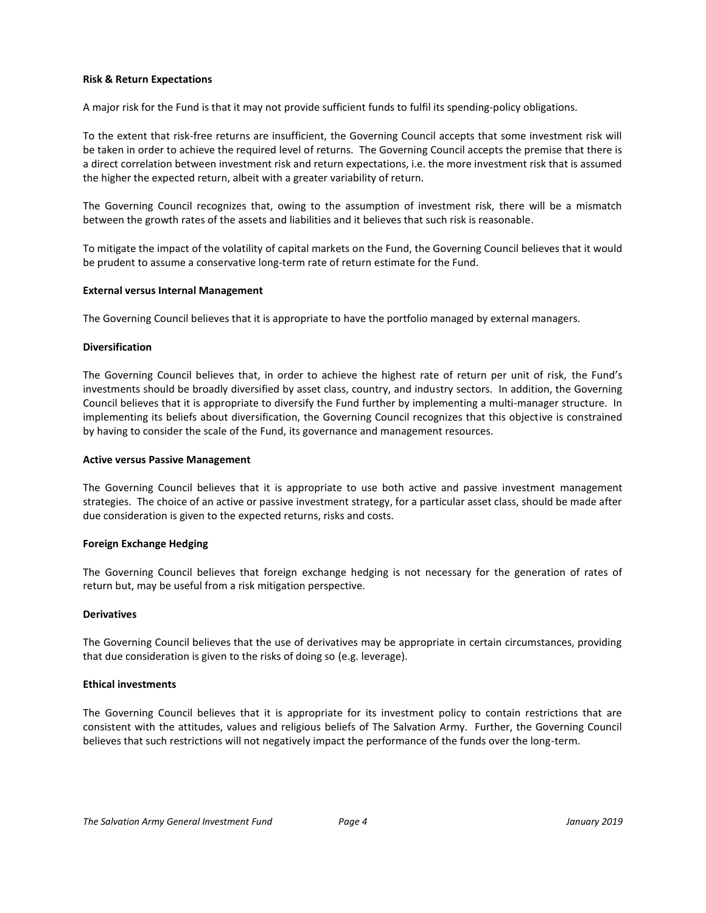**Risk & Return Expectations**

A major risk for the Fund is that it may not provide sufficient funds to fulfil its spending-policy obligations.

To the extent that risk-free returns are insufficient, the Governing Council accepts that some investment risk will be taken in order to achieve the required level of returns. The Governing Council accepts the premise that there is a direct correlation between investment risk and return expectations, i.e. the more investment risk that is assumed the higher the expected return, albeit with a greater variability of return.

The Governing Council recognizes that, owing to the assumption of investment risk, there will be a mismatch between the growth rates of the assets and liabilities and it believes that such risk is reasonable.

To mitigate the impact of the volatility of capital markets on the Fund, the Governing Council believes that it would be prudent to assume a conservative long-term rate of return estimate for the Fund.

**External versus Internal Management**

The Governing Council believes that it is appropriate to have the portfolio managed by external managers.

**Diversification**

The Governing Council believes that, in order to achieve the highest rate of return per unit of risk, the Fund's investments should be broadly diversified by asset class, country, and industry sectors. In addition, the Governing Council believes that it is appropriate to diversify the Fund further by implementing a multi-manager structure. In implementing its beliefs about diversification, the Governing Council recognizes that this objective is constrained by having to consider the scale of the Fund, its governance and management resources.

**Active versus Passive Management**

The Governing Council believes that it is appropriate to use both active and passive investment management strategies. The choice of an active or passive investment strategy, for a particular asset class, should be made after due consideration is given to the expected returns, risks and costs.

**Foreign Exchange Hedging**

The Governing Council believes that foreign exchange hedging is not necessary for the generation of rates of return but, may be useful from a risk mitigation perspective.

**Derivatives**

The Governing Council believes that the use of derivatives may be appropriate in certain circumstances, providing that due consideration is given to the risks of doing so (e.g. leverage).

**Ethical investments**

The Governing Council believes that it is appropriate for its investment policy to contain restrictions that are consistent with the attitudes, values and religious beliefs of The Salvation Army. Further, the Governing Council believes that such restrictions will not negatively impact the performance of the funds over the long-term.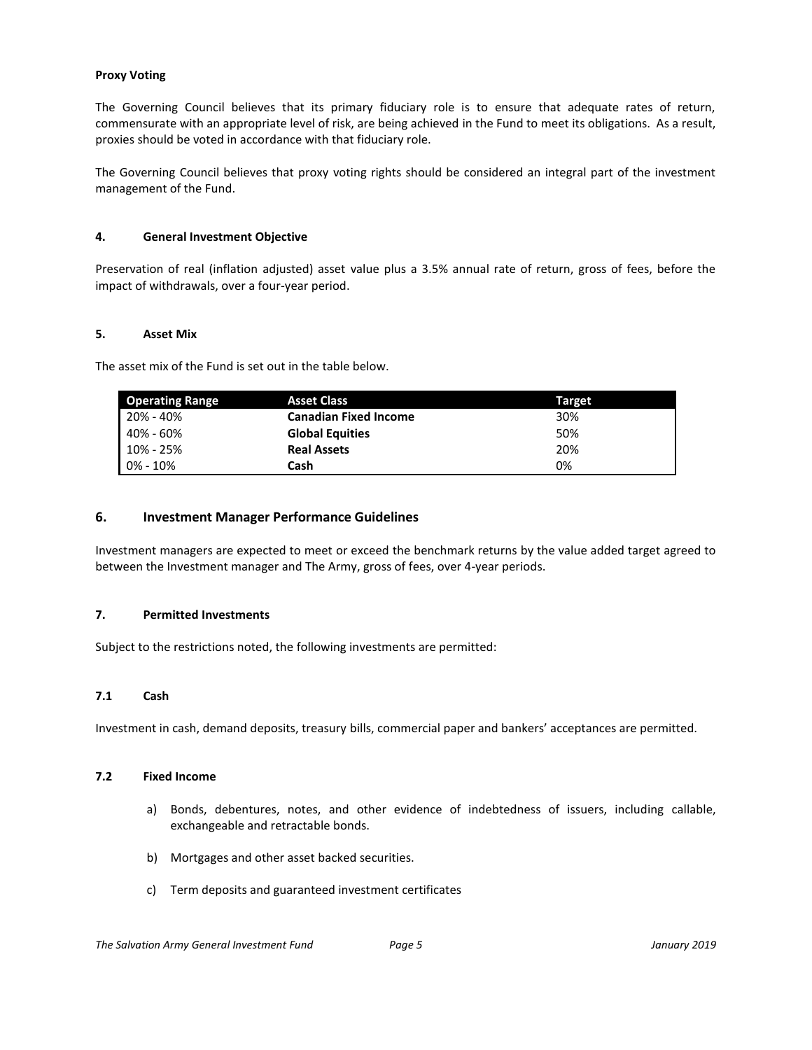**Proxy Voting**

The Governing Council believes that its primary fiduciary role is to ensure that adequate rates of return, commensurate with an appropriate level of risk, are being achieved in the Fund to meet its obligations. As a result, proxies should be voted in accordance with that fiduciary role.

The Governing Council believes that proxy voting rights should be considered an integral part of the investment management of the Fund.

## 4. General Investment Objective

Preservation of real (inflation adjusted) asset value plus a 3.5% annual rate of return, gross of fees, before the impact of withdrawals, over a four-year period.

## 5. Asset Mix

The asset mix of the Fund is set out in the table below.

| Operating Range | Asset Class | Target |
|---|---|---|
| 20% - 40% | **Canadian Fixed Income** | 30% |
| 40% - 60% | **Global Equities** | 50% |
| 10% - 25% | **Real Assets** | 20% |
| 0% - 10% | **Cash** | 0% |

## 6. Investment Manager Performance Guidelines

Investment managers are expected to meet or exceed the benchmark returns by the value added target agreed to between the Investment manager and The Army, gross of fees, over 4-year periods.

## 7. Permitted Investments

Subject to the restrictions noted, the following investments are permitted:

### 7.1 Cash

Investment in cash, demand deposits, treasury bills, commercial paper and bankers' acceptances are permitted.

### 7.2 Fixed Income

a) Bonds, debentures, notes, and other evidence of indebtedness of issuers, including callable, exchangeable and retractable bonds.

b) Mortgages and other asset backed securities.

c) Term deposits and guaranteed investment certificates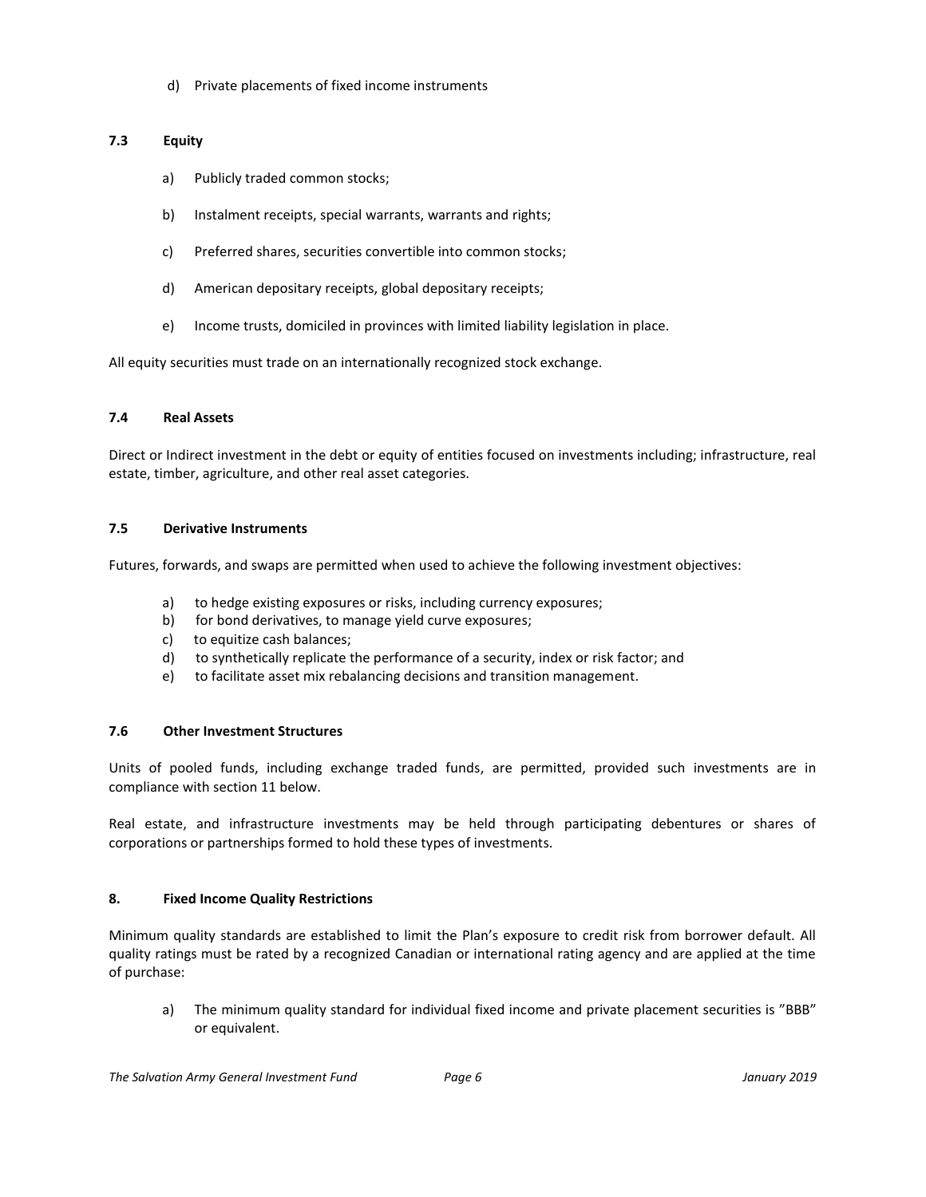d) Private placements of fixed income instruments

### 7.3 Equity

a) Publicly traded common stocks;

b) Instalment receipts, special warrants, warrants and rights;

c) Preferred shares, securities convertible into common stocks;

d) American depositary receipts, global depositary receipts;

e) Income trusts, domiciled in provinces with limited liability legislation in place.

All equity securities must trade on an internationally recognized stock exchange.

### 7.4 Real Assets

Direct or Indirect investment in the debt or equity of entities focused on investments including; infrastructure, real estate, timber, agriculture, and other real asset categories.

### 7.5 Derivative Instruments

Futures, forwards, and swaps are permitted when used to achieve the following investment objectives:

a) to hedge existing exposures or risks, including currency exposures;
b) for bond derivatives, to manage yield curve exposures;
c) to equitize cash balances;
d) to synthetically replicate the performance of a security, index or risk factor; and
e) to facilitate asset mix rebalancing decisions and transition management.

### 7.6 Other Investment Structures

Units of pooled funds, including exchange traded funds, are permitted, provided such investments are in compliance with section 11 below.

Real estate, and infrastructure investments may be held through participating debentures or shares of corporations or partnerships formed to hold these types of investments.

## 8. Fixed Income Quality Restrictions

Minimum quality standards are established to limit the Plan's exposure to credit risk from borrower default. All quality ratings must be rated by a recognized Canadian or international rating agency and are applied at the time of purchase:

a) The minimum quality standard for individual fixed income and private placement securities is "BBB" or equivalent.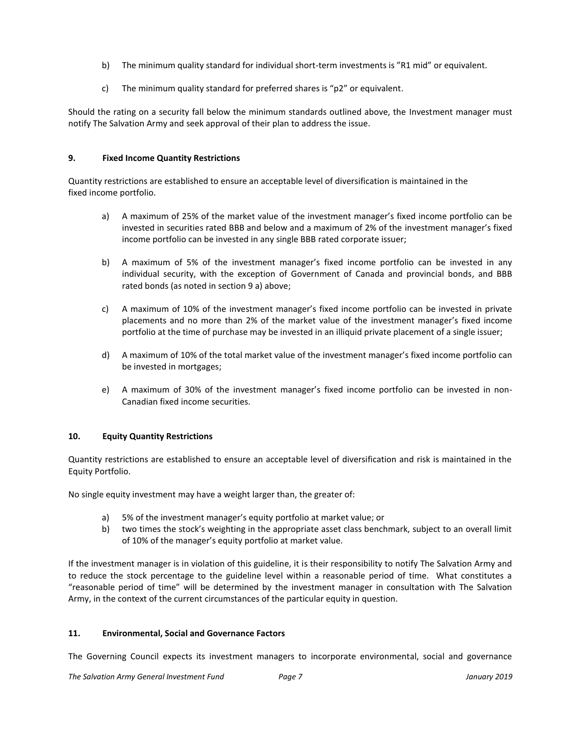b) The minimum quality standard for individual short-term investments is ”R1 mid” or equivalent.

c) The minimum quality standard for preferred shares is “p2” or equivalent.

Should the rating on a security fall below the minimum standards outlined above, the Investment manager must notify The Salvation Army and seek approval of their plan to address the issue.

## 9. Fixed Income Quantity Restrictions

Quantity restrictions are established to ensure an acceptable level of diversification is maintained in the fixed income portfolio.

a) A maximum of 25% of the market value of the investment manager’s fixed income portfolio can be invested in securities rated BBB and below and a maximum of 2% of the investment manager’s fixed income portfolio can be invested in any single BBB rated corporate issuer;

b) A maximum of 5% of the investment manager’s fixed income portfolio can be invested in any individual security, with the exception of Government of Canada and provincial bonds, and BBB rated bonds (as noted in section 9 a) above;

c) A maximum of 10% of the investment manager’s fixed income portfolio can be invested in private placements and no more than 2% of the market value of the investment manager’s fixed income portfolio at the time of purchase may be invested in an illiquid private placement of a single issuer;

d) A maximum of 10% of the total market value of the investment manager’s fixed income portfolio can be invested in mortgages;

e) A maximum of 30% of the investment manager’s fixed income portfolio can be invested in non-Canadian fixed income securities.

## 10. Equity Quantity Restrictions

Quantity restrictions are established to ensure an acceptable level of diversification and risk is maintained in the Equity Portfolio.

No single equity investment may have a weight larger than, the greater of:

a) 5% of the investment manager’s equity portfolio at market value; or
b) two times the stock’s weighting in the appropriate asset class benchmark, subject to an overall limit of 10% of the manager’s equity portfolio at market value.

If the investment manager is in violation of this guideline, it is their responsibility to notify The Salvation Army and to reduce the stock percentage to the guideline level within a reasonable period of time. What constitutes a “reasonable period of time” will be determined by the investment manager in consultation with The Salvation Army, in the context of the current circumstances of the particular equity in question.

## 11. Environmental, Social and Governance Factors

The Governing Council expects its investment managers to incorporate environmental, social and governance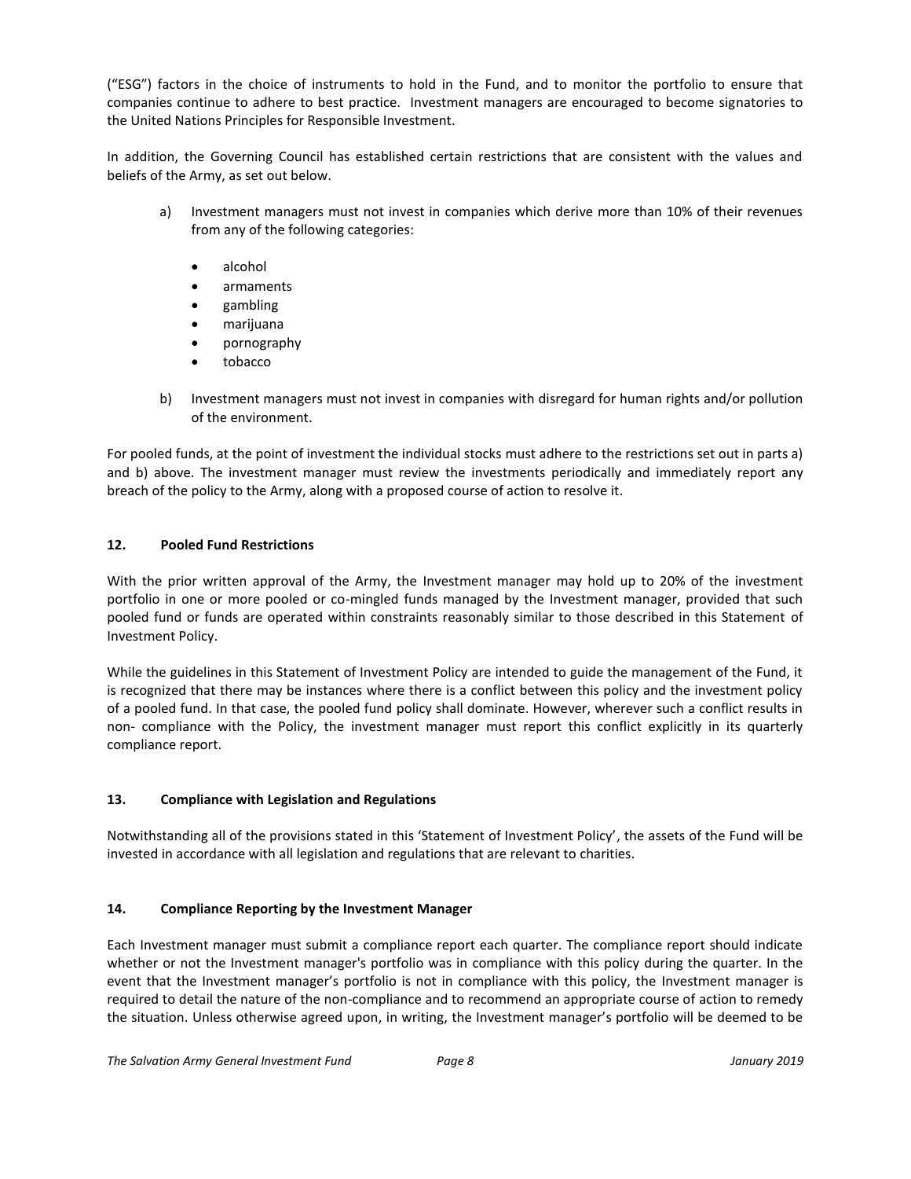("ESG") factors in the choice of instruments to hold in the Fund, and to monitor the portfolio to ensure that companies continue to adhere to best practice. Investment managers are encouraged to become signatories to the United Nations Principles for Responsible Investment.

In addition, the Governing Council has established certain restrictions that are consistent with the values and beliefs of the Army, as set out below.

a) Investment managers must not invest in companies which derive more than 10% of their revenues from any of the following categories:

- alcohol
- armaments
- gambling
- marijuana
- pornography
- tobacco

b) Investment managers must not invest in companies with disregard for human rights and/or pollution of the environment.

For pooled funds, at the point of investment the individual stocks must adhere to the restrictions set out in parts a) and b) above. The investment manager must review the investments periodically and immediately report any breach of the policy to the Army, along with a proposed course of action to resolve it.

## 12. Pooled Fund Restrictions

With the prior written approval of the Army, the Investment manager may hold up to 20% of the investment portfolio in one or more pooled or co-mingled funds managed by the Investment manager, provided that such pooled fund or funds are operated within constraints reasonably similar to those described in this Statement of Investment Policy.

While the guidelines in this Statement of Investment Policy are intended to guide the management of the Fund, it is recognized that there may be instances where there is a conflict between this policy and the investment policy of a pooled fund. In that case, the pooled fund policy shall dominate. However, wherever such a conflict results in non- compliance with the Policy, the investment manager must report this conflict explicitly in its quarterly compliance report.

## 13. Compliance with Legislation and Regulations

Notwithstanding all of the provisions stated in this 'Statement of Investment Policy', the assets of the Fund will be invested in accordance with all legislation and regulations that are relevant to charities.

## 14. Compliance Reporting by the Investment Manager

Each Investment manager must submit a compliance report each quarter. The compliance report should indicate whether or not the Investment manager's portfolio was in compliance with this policy during the quarter. In the event that the Investment manager's portfolio is not in compliance with this policy, the Investment manager is required to detail the nature of the non-compliance and to recommend an appropriate course of action to remedy the situation. Unless otherwise agreed upon, in writing, the Investment manager's portfolio will be deemed to be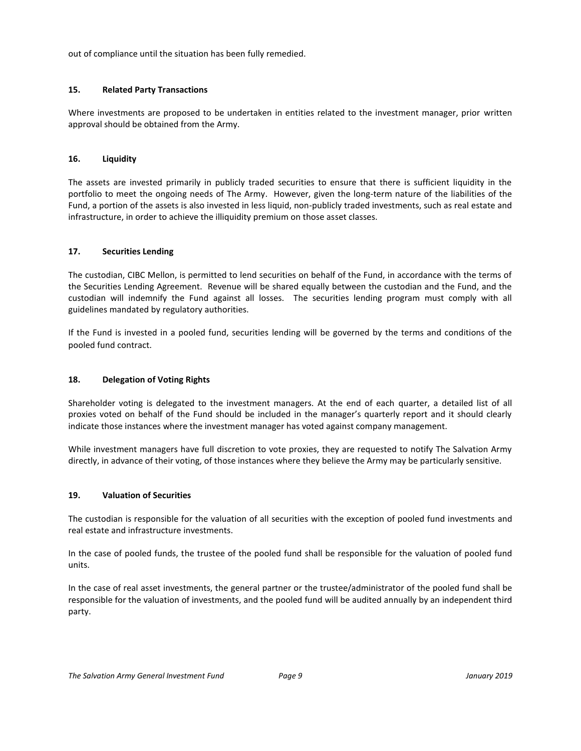out of compliance until the situation has been fully remedied.

## 15. Related Party Transactions

Where investments are proposed to be undertaken in entities related to the investment manager, prior written approval should be obtained from the Army.

## 16. Liquidity

The assets are invested primarily in publicly traded securities to ensure that there is sufficient liquidity in the portfolio to meet the ongoing needs of The Army. However, given the long-term nature of the liabilities of the Fund, a portion of the assets is also invested in less liquid, non-publicly traded investments, such as real estate and infrastructure, in order to achieve the illiquidity premium on those asset classes.

## 17. Securities Lending

The custodian, CIBC Mellon, is permitted to lend securities on behalf of the Fund, in accordance with the terms of the Securities Lending Agreement. Revenue will be shared equally between the custodian and the Fund, and the custodian will indemnify the Fund against all losses. The securities lending program must comply with all guidelines mandated by regulatory authorities.

If the Fund is invested in a pooled fund, securities lending will be governed by the terms and conditions of the pooled fund contract.

## 18. Delegation of Voting Rights

Shareholder voting is delegated to the investment managers. At the end of each quarter, a detailed list of all proxies voted on behalf of the Fund should be included in the manager's quarterly report and it should clearly indicate those instances where the investment manager has voted against company management.

While investment managers have full discretion to vote proxies, they are requested to notify The Salvation Army directly, in advance of their voting, of those instances where they believe the Army may be particularly sensitive.

## 19. Valuation of Securities

The custodian is responsible for the valuation of all securities with the exception of pooled fund investments and real estate and infrastructure investments.

In the case of pooled funds, the trustee of the pooled fund shall be responsible for the valuation of pooled fund units.

In the case of real asset investments, the general partner or the trustee/administrator of the pooled fund shall be responsible for the valuation of investments, and the pooled fund will be audited annually by an independent third party.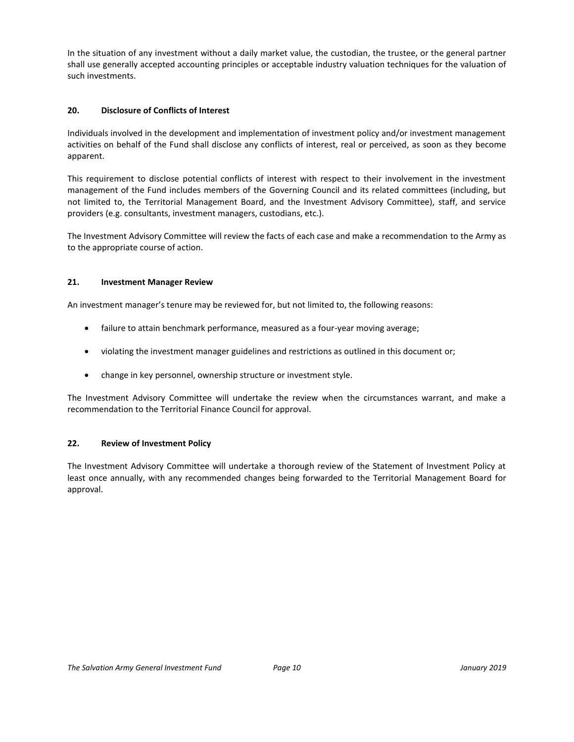In the situation of any investment without a daily market value, the custodian, the trustee, or the general partner shall use generally accepted accounting principles or acceptable industry valuation techniques for the valuation of such investments.

## 20. Disclosure of Conflicts of Interest

Individuals involved in the development and implementation of investment policy and/or investment management activities on behalf of the Fund shall disclose any conflicts of interest, real or perceived, as soon as they become apparent.

This requirement to disclose potential conflicts of interest with respect to their involvement in the investment management of the Fund includes members of the Governing Council and its related committees (including, but not limited to, the Territorial Management Board, and the Investment Advisory Committee), staff, and service providers (e.g. consultants, investment managers, custodians, etc.).

The Investment Advisory Committee will review the facts of each case and make a recommendation to the Army as to the appropriate course of action.

## 21. Investment Manager Review

An investment manager's tenure may be reviewed for, but not limited to, the following reasons:

- failure to attain benchmark performance, measured as a four-year moving average;
- violating the investment manager guidelines and restrictions as outlined in this document or;
- change in key personnel, ownership structure or investment style.

The Investment Advisory Committee will undertake the review when the circumstances warrant, and make a recommendation to the Territorial Finance Council for approval.

## 22. Review of Investment Policy

The Investment Advisory Committee will undertake a thorough review of the Statement of Investment Policy at least once annually, with any recommended changes being forwarded to the Territorial Management Board for approval.